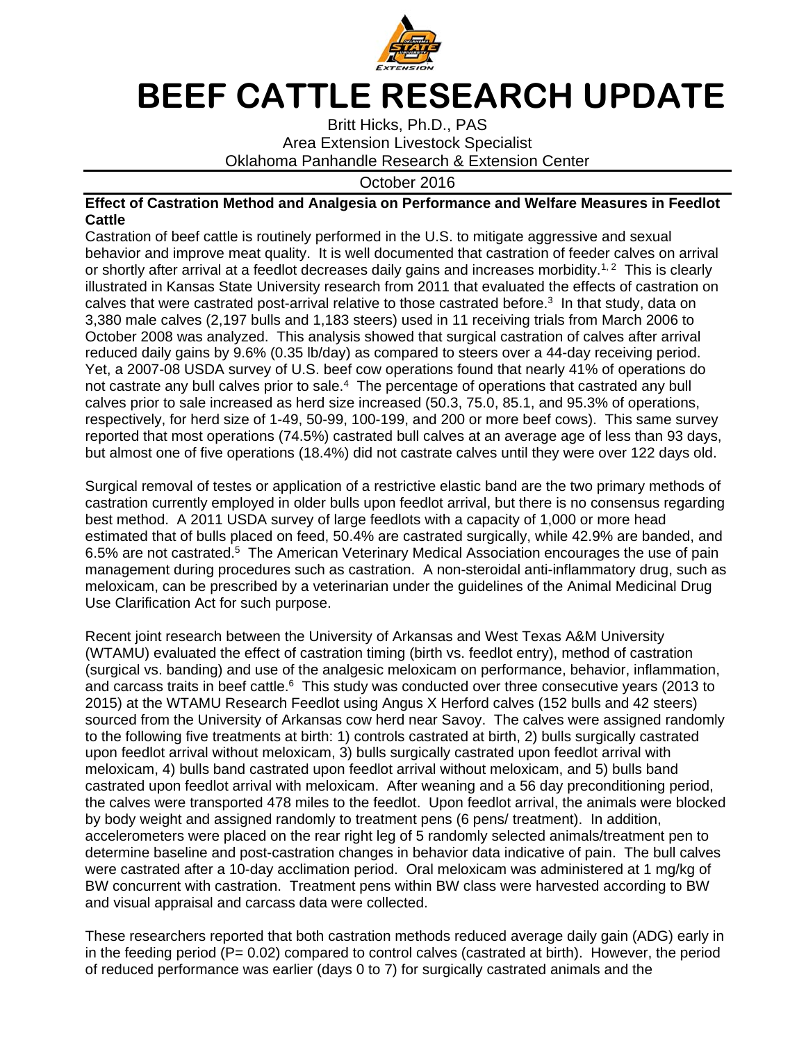# BEEF CATTLE RESEARCH UPDATE

Britt Hicks, Ph.D., PAS
Area Extension Livestock Specialist
Oklahoma Panhandle Research & Extension Center

October 2016

**Effect of Castration Method and Analgesia on Performance and Welfare Measures in Feedlot Cattle**

Castration of beef cattle is routinely performed in the U.S. to mitigate aggressive and sexual behavior and improve meat quality. It is well documented that castration of feeder calves on arrival or shortly after arrival at a feedlot decreases daily gains and increases morbidity.[1, 2] This is clearly illustrated in Kansas State University research from 2011 that evaluated the effects of castration on calves that were castrated post-arrival relative to those castrated before.[3] In that study, data on 3,380 male calves (2,197 bulls and 1,183 steers) used in 11 receiving trials from March 2006 to October 2008 was analyzed. This analysis showed that surgical castration of calves after arrival reduced daily gains by 9.6% (0.35 lb/day) as compared to steers over a 44-day receiving period. Yet, a 2007-08 USDA survey of U.S. beef cow operations found that nearly 41% of operations do not castrate any bull calves prior to sale.[4] The percentage of operations that castrated any bull calves prior to sale increased as herd size increased (50.3, 75.0, 85.1, and 95.3% of operations, respectively, for herd size of 1-49, 50-99, 100-199, and 200 or more beef cows). This same survey reported that most operations (74.5%) castrated bull calves at an average age of less than 93 days, but almost one of five operations (18.4%) did not castrate calves until they were over 122 days old.

Surgical removal of testes or application of a restrictive elastic band are the two primary methods of castration currently employed in older bulls upon feedlot arrival, but there is no consensus regarding best method. A 2011 USDA survey of large feedlots with a capacity of 1,000 or more head estimated that of bulls placed on feed, 50.4% are castrated surgically, while 42.9% are banded, and 6.5% are not castrated.[5] The American Veterinary Medical Association encourages the use of pain management during procedures such as castration. A non-steroidal anti-inflammatory drug, such as meloxicam, can be prescribed by a veterinarian under the guidelines of the Animal Medicinal Drug Use Clarification Act for such purpose.

Recent joint research between the University of Arkansas and West Texas A&M University (WTAMU) evaluated the effect of castration timing (birth vs. feedlot entry), method of castration (surgical vs. banding) and use of the analgesic meloxicam on performance, behavior, inflammation, and carcass traits in beef cattle.[6] This study was conducted over three consecutive years (2013 to 2015) at the WTAMU Research Feedlot using Angus X Herford calves (152 bulls and 42 steers) sourced from the University of Arkansas cow herd near Savoy. The calves were assigned randomly to the following five treatments at birth: 1) controls castrated at birth, 2) bulls surgically castrated upon feedlot arrival without meloxicam, 3) bulls surgically castrated upon feedlot arrival with meloxicam, 4) bulls band castrated upon feedlot arrival without meloxicam, and 5) bulls band castrated upon feedlot arrival with meloxicam. After weaning and a 56 day preconditioning period, the calves were transported 478 miles to the feedlot. Upon feedlot arrival, the animals were blocked by body weight and assigned randomly to treatment pens (6 pens/ treatment). In addition, accelerometers were placed on the rear right leg of 5 randomly selected animals/treatment pen to determine baseline and post-castration changes in behavior data indicative of pain. The bull calves were castrated after a 10-day acclimation period. Oral meloxicam was administered at 1 mg/kg of BW concurrent with castration. Treatment pens within BW class were harvested according to BW and visual appraisal and carcass data were collected.

These researchers reported that both castration methods reduced average daily gain (ADG) early in in the feeding period ($P= 0.02$) compared to control calves (castrated at birth). However, the period of reduced performance was earlier (days 0 to 7) for surgically castrated animals and the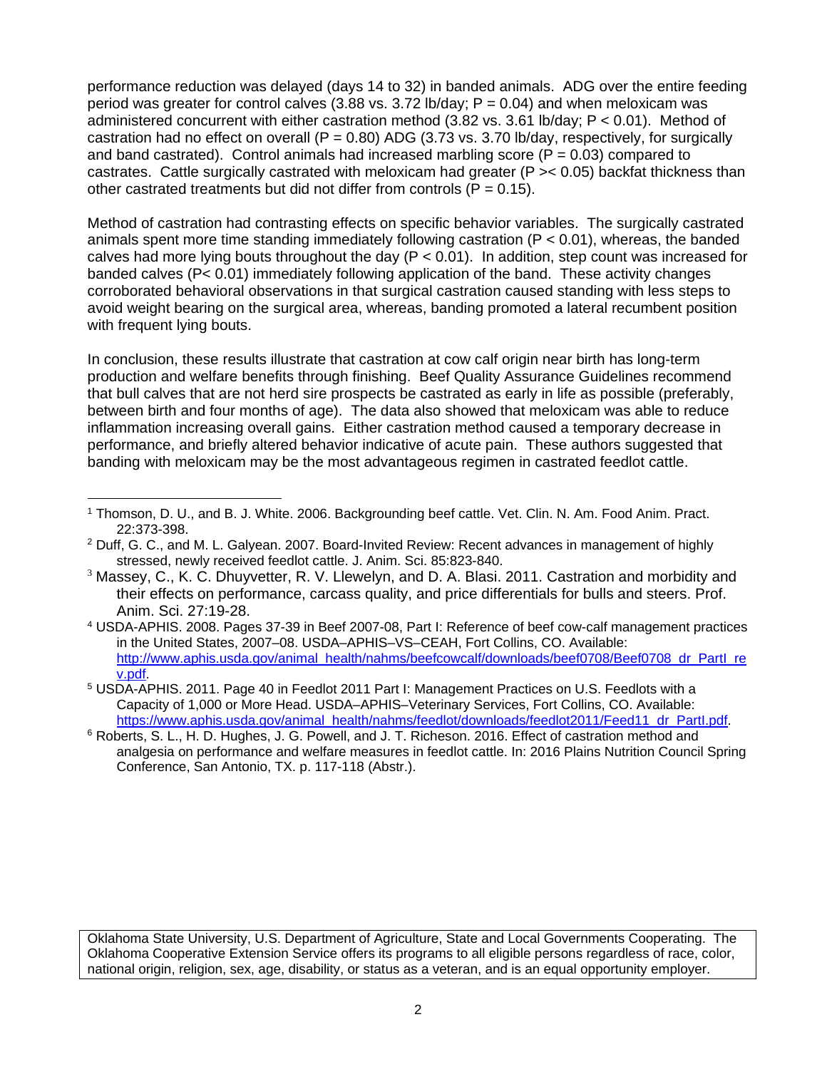performance reduction was delayed (days 14 to 32) in banded animals. ADG over the entire feeding period was greater for control calves (3.88 vs. 3.72 lb/day; $P = 0.04$) and when meloxicam was administered concurrent with either castration method (3.82 vs. 3.61 lb/day; $P < 0.01$). Method of castration had no effect on overall ($P = 0.80$) ADG (3.73 vs. 3.70 lb/day, respectively, for surgically and band castrated). Control animals had increased marbling score ($P = 0.03$) compared to castrates. Cattle surgically castrated with meloxicam had greater (P >< 0.05) backfat thickness than other castrated treatments but did not differ from controls ($P = 0.15$).

Method of castration had contrasting effects on specific behavior variables. The surgically castrated animals spent more time standing immediately following castration ($P < 0.01$), whereas, the banded calves had more lying bouts throughout the day ($P < 0.01$). In addition, step count was increased for banded calves ($P < 0.01$) immediately following application of the band. These activity changes corroborated behavioral observations in that surgical castration caused standing with less steps to avoid weight bearing on the surgical area, whereas, banding promoted a lateral recumbent position with frequent lying bouts.

In conclusion, these results illustrate that castration at cow calf origin near birth has long-term production and welfare benefits through finishing. Beef Quality Assurance Guidelines recommend that bull calves that are not herd sire prospects be castrated as early in life as possible (preferably, between birth and four months of age). The data also showed that meloxicam was able to reduce inflammation increasing overall gains. Either castration method caused a temporary decrease in performance, and briefly altered behavior indicative of acute pain. These authors suggested that banding with meloxicam may be the most advantageous regimen in castrated feedlot cattle.

---

[1] Thomson, D. U., and B. J. White. 2006. Backgrounding beef cattle. Vet. Clin. N. Am. Food Anim. Pract. 22:373-398.

[2] Duff, G. C., and M. L. Galyean. 2007. Board-Invited Review: Recent advances in management of highly stressed, newly received feedlot cattle. J. Anim. Sci. 85:823-840.

[3] Massey, C., K. C. Dhuyvetter, R. V. Llewelyn, and D. A. Blasi. 2011. Castration and morbidity and their effects on performance, carcass quality, and price differentials for bulls and steers. Prof. Anim. Sci. 27:19-28.

[4] USDA-APHIS. 2008. Pages 37-39 in Beef 2007-08, Part I: Reference of beef cow-calf management practices in the United States, 2007–08. USDA–APHIS–VS–CEAH, Fort Collins, CO. Available: http://www.aphis.usda.gov/animal_health/nahms/beefcowcalf/downloads/beef0708/Beef0708_dr_PartI_rev.pdf.

[5] USDA-APHIS. 2011. Page 40 in Feedlot 2011 Part I: Management Practices on U.S. Feedlots with a Capacity of 1,000 or More Head. USDA–APHIS–Veterinary Services, Fort Collins, CO. Available: https://www.aphis.usda.gov/animal_health/nahms/feedlot/downloads/feedlot2011/Feed11_dr_PartI.pdf.

[6] Roberts, S. L., H. D. Hughes, J. G. Powell, and J. T. Richeson. 2016. Effect of castration method and analgesia on performance and welfare measures in feedlot cattle. In: 2016 Plains Nutrition Council Spring Conference, San Antonio, TX. p. 117-118 (Abstr.).

Oklahoma State University, U.S. Department of Agriculture, State and Local Governments Cooperating. The Oklahoma Cooperative Extension Service offers its programs to all eligible persons regardless of race, color, national origin, religion, sex, age, disability, or status as a veteran, and is an equal opportunity employer.